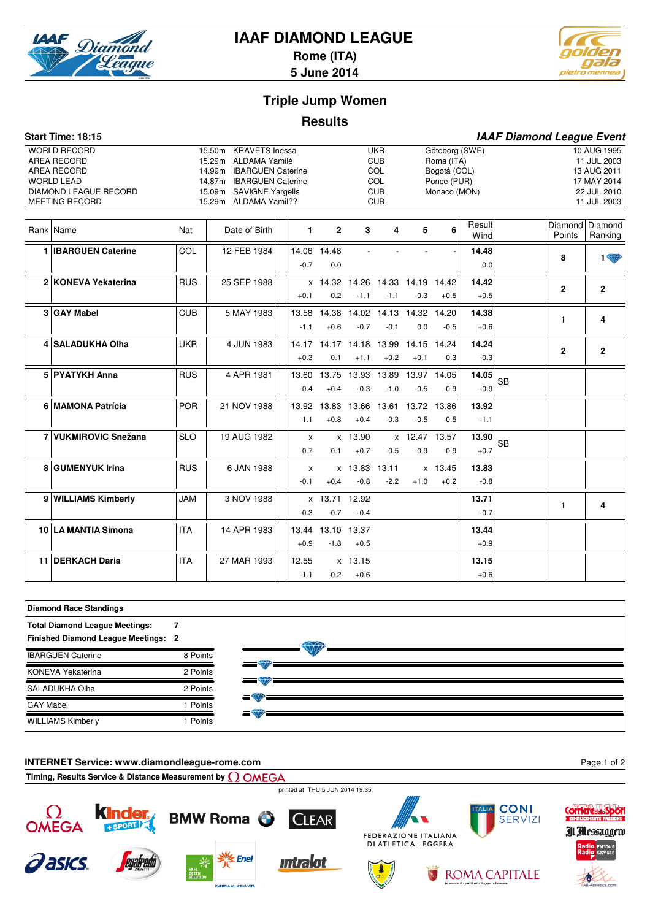# IAAF DIAMOND LEAGUE

**Rome (ITA)**

**5 June 2014**

## Triple Jump Women

## Results

**Start Time: 18:15** — ***IAAF Diamond League Event***

| | | | | | |
|---|---|---|---|---|---|
| WORLD RECORD | 15.50m | KRAVETS Inessa | UKR | Göteborg (SWE) | 10 AUG 1995 |
| AREA RECORD | 15.29m | ALDAMA Yamilé | CUB | Roma (ITA) | 11 JUL 2003 |
| AREA RECORD | 14.99m | IBARGUEN Caterine | COL | Bogotá (COL) | 13 AUG 2011 |
| WORLD LEAD | 14.87m | IBARGUEN Caterine | COL | Ponce (PUR) | 17 MAY 2014 |
| DIAMOND LEAGUE RECORD | 15.09m | SAVIGNE Yargelis | CUB | Monaco (MON) | 22 JUL 2010 |
| MEETING RECORD | 15.29m | ALDAMA Yamil?? | CUB | | 11 JUL 2003 |

| Rank | Name | Nat | Date of Birth | 1 | 2 | 3 | 4 | 5 | 6 | Result Wind | | Diamond Points | Diamond Ranking |
|---|---|---|---|---|---|---|---|---|---|---|---|---|---|
| 1 | **IBARGUEN Caterine** | COL | 12 FEB 1984 | 14.06 -0.7 | 14.48 0.0 | - | - | - | - | **14.48** 0.0 | | 8 | 1 |
| 2 | **KONEVA Yekaterina** | RUS | 25 SEP 1988 | x +0.1 | 14.32 -0.2 | 14.26 -1.1 | 14.33 -1.1 | 14.19 -0.3 | 14.42 +0.5 | **14.42** +0.5 | | 2 | 2 |
| 3 | **GAY Mabel** | CUB | 5 MAY 1983 | 13.58 -1.1 | 14.38 +0.6 | 14.02 -0.7 | 14.13 -0.1 | 14.32 0.0 | 14.20 -0.5 | **14.38** +0.6 | | 1 | 4 |
| 4 | **SALADUKHA Olha** | UKR | 4 JUN 1983 | 14.17 +0.3 | 14.17 -0.1 | 14.18 +1.1 | 13.99 +0.2 | 14.15 +0.1 | 14.24 -0.3 | **14.24** -0.3 | | 2 | 2 |
| 5 | **PYATYKH Anna** | RUS | 4 APR 1981 | 13.60 -0.4 | 13.75 +0.4 | 13.93 -0.3 | 13.89 -1.0 | 13.97 -0.5 | 14.05 -0.9 | **14.05** -0.9 | SB | | |
| 6 | **MAMONA Patrícia** | POR | 21 NOV 1988 | 13.92 -1.1 | 13.83 +0.8 | 13.66 +0.4 | 13.61 -0.3 | 13.72 -0.5 | 13.86 -0.5 | **13.92** -1.1 | | | |
| 7 | **VUKMIROVIC Snežana** | SLO | 19 AUG 1982 | x -0.7 | x -0.1 | 13.90 +0.7 | x -0.5 | 12.47 -0.9 | 13.57 -0.9 | **13.90** +0.7 | SB | | |
| 8 | **GUMENYUK Irina** | RUS | 6 JAN 1988 | x -0.1 | x +0.4 | 13.83 -0.8 | 13.11 -2.2 | x +1.0 | 13.45 +0.2 | **13.83** -0.8 | | | |
| 9 | **WILLIAMS Kimberly** | JAM | 3 NOV 1988 | x -0.3 | 13.71 -0.7 | 12.92 -0.4 | | | | **13.71** -0.7 | | 1 | 4 |
| 10 | **LA MANTIA Simona** | ITA | 14 APR 1983 | 13.44 +0.9 | 13.10 -1.8 | 13.37 +0.5 | | | | **13.44** +0.9 | | | |
| 11 | **DERKACH Daria** | ITA | 27 MAR 1993 | 12.55 -1.1 | x -0.2 | 13.15 +0.6 | | | | **13.15** +0.6 | | | |

**Diamond Race Standings**

**Total Diamond League Meetings: 7**

**Finished Diamond League Meetings: 2**

| Name | Points |
|---|---|
| IBARGUEN Caterine | 8 Points |
| KONEVA Yekaterina | 2 Points |
| SALADUKHA Olha | 2 Points |
| GAY Mabel | 1 Points |
| WILLIAMS Kimberly | 1 Points |

**INTERNET Service: www.diamondleague-rome.com**

**Timing, Results Service & Distance Measurement by OMEGA**

printed at THU 5 JUN 2014 19:35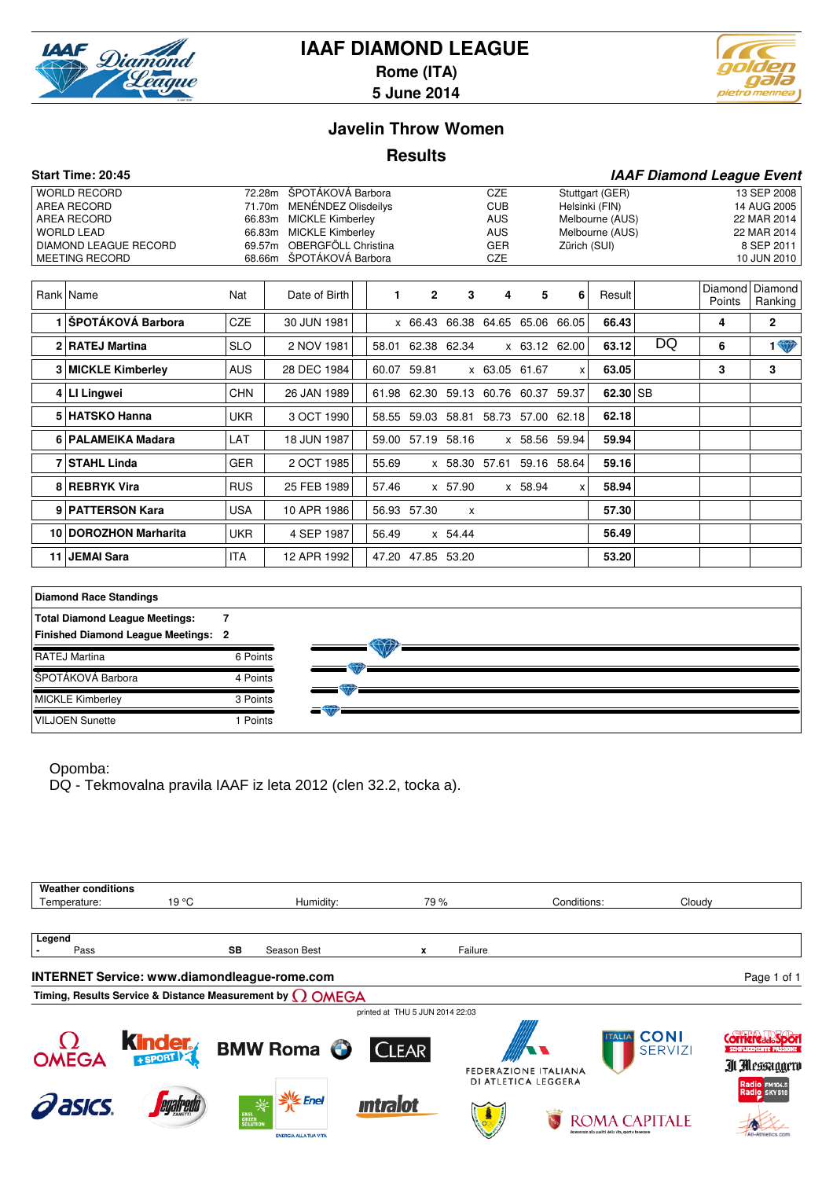# IAAF DIAMOND LEAGUE

**Rome (ITA)**

**5 June 2014**

## Javelin Throw Women

## Results

**Start Time: 20:45** *IAAF Diamond League Event*

| | | | | | |
|---|---|---|---|---|---|
| WORLD RECORD | 72.28m | ŠPOTÁKOVÁ Barbora | CZE | Stuttgart (GER) | 13 SEP 2008 |
| AREA RECORD | 71.70m | MENÉNDEZ Olisdeilys | CUB | Helsinki (FIN) | 14 AUG 2005 |
| AREA RECORD | 66.83m | MICKLE Kimberley | AUS | Melbourne (AUS) | 22 MAR 2014 |
| WORLD LEAD | 66.83m | MICKLE Kimberley | AUS | Melbourne (AUS) | 22 MAR 2014 |
| DIAMOND LEAGUE RECORD | 69.57m | OBERGFÖLL Christina | GER | Zürich (SUI) | 8 SEP 2011 |
| MEETING RECORD | 68.66m | ŠPOTÁKOVÁ Barbora | CZE | | 10 JUN 2010 |

| Rank | Name | Nat | Date of Birth | 1 | 2 | 3 | 4 | 5 | 6 | Result | | Diamond Points | Diamond Ranking |
|---|---|---|---|---|---|---|---|---|---|---|---|---|---|
| 1 | **ŠPOTÁKOVÁ Barbora** | CZE | 30 JUN 1981 | x | 66.43 | 66.38 | 64.65 | 65.06 | 66.05 | **66.43** | | **4** | **2** |
| 2 | **RATEJ Martina** | SLO | 2 NOV 1981 | 58.01 | 62.38 | 62.34 | x | 63.12 | 62.00 | **63.12** | DQ | **6** | **1** |
| 3 | **MICKLE Kimberley** | AUS | 28 DEC 1984 | 60.07 | 59.81 | x | 63.05 | 61.67 | x | **63.05** | | **3** | **3** |
| 4 | **LI Lingwei** | CHN | 26 JAN 1989 | 61.98 | 62.30 | 59.13 | 60.76 | 60.37 | 59.37 | **62.30** | SB | | |
| 5 | **HATSKO Hanna** | UKR | 3 OCT 1990 | 58.55 | 59.03 | 58.81 | 58.73 | 57.00 | 62.18 | **62.18** | | | |
| 6 | **PALAMEIKA Madara** | LAT | 18 JUN 1987 | 59.00 | 57.19 | 58.16 | x | 58.56 | 59.94 | **59.94** | | | |
| 7 | **STAHL Linda** | GER | 2 OCT 1985 | 55.69 | x | 58.30 | 57.61 | 59.16 | 58.64 | **59.16** | | | |
| 8 | **REBRYK Vira** | RUS | 25 FEB 1989 | 57.46 | x | 57.90 | x | 58.94 | x | **58.94** | | | |
| 9 | **PATTERSON Kara** | USA | 10 APR 1986 | 56.93 | 57.30 | x | | | | **57.30** | | | |
| 10 | **DOROZHON Marharita** | UKR | 4 SEP 1987 | 56.49 | x | 54.44 | | | | **56.49** | | | |
| 11 | **JEMAI Sara** | ITA | 12 APR 1992 | 47.20 | 47.85 | 53.20 | | | | **53.20** | | | |

**Diamond Race Standings**

**Total Diamond League Meetings: 7**

**Finished Diamond League Meetings: 2**

| | |
|---|---|
| RATEJ Martina | 6 Points |
| ŠPOTÁKOVÁ Barbora | 4 Points |
| MICKLE Kimberley | 3 Points |
| VILJOEN Sunette | 1 Points |

Opomba:

DQ - Tekmovalna pravila IAAF iz leta 2012 (clen 32.2, tocka a).

**Weather conditions**

| | | | | | |
|---|---|---|---|---|---|
| Temperature: | 19 °C | Humidity: | 79 % | Conditions: | Cloudy |

**Legend**

| | | | | | |
|---|---|---|---|---|---|
| - | Pass | SB | Season Best | x | Failure |

**INTERNET Service: www.diamondleague-rome.com**

**Timing, Results Service & Distance Measurement by OMEGA**

printed at THU 5 JUN 2014 22:03